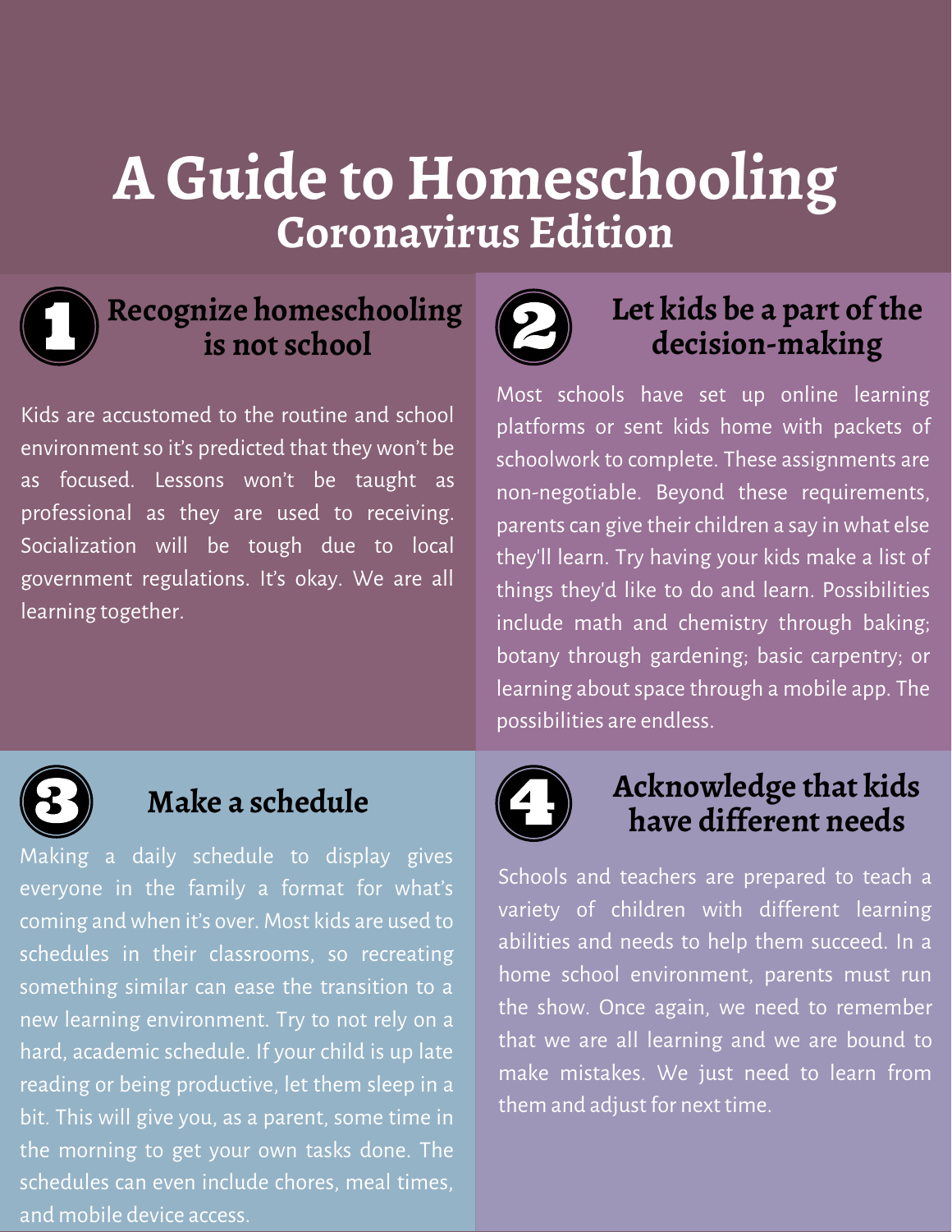# A Guide to Homeschooling

## Coronavirus Edition

### 1 Recognize homeschooling is not school

Kids are accustomed to the routine and school environment so it's predicted that they won't be as focused. Lessons won't be taught as professional as they are used to receiving. Socialization will be tough due to local government regulations. It's okay. We are all learning together.

### 2 Let kids be a part of the decision-making

Most schools have set up online learning platforms or sent kids home with packets of schoolwork to complete. These assignments are non-negotiable. Beyond these requirements, parents can give their children a say in what else they'll learn. Try having your kids make a list of things they'd like to do and learn. Possibilities include math and chemistry through baking; botany through gardening; basic carpentry; or learning about space through a mobile app. The possibilities are endless.

### 3 Make a schedule

Making a daily schedule to display gives everyone in the family a format for what's coming and when it's over. Most kids are used to schedules in their classrooms, so recreating something similar can ease the transition to a new learning environment. Try to not rely on a hard, academic schedule. If your child is up late reading or being productive, let them sleep in a bit. This will give you, as a parent, some time in the morning to get your own tasks done. The schedules can even include chores, meal times, and mobile device access.

### 4 Acknowledge that kids have different needs

Schools and teachers are prepared to teach a variety of children with different learning abilities and needs to help them succeed. In a home school environment, parents must run the show. Once again, we need to remember that we are all learning and we are bound to make mistakes. We just need to learn from them and adjust for next time.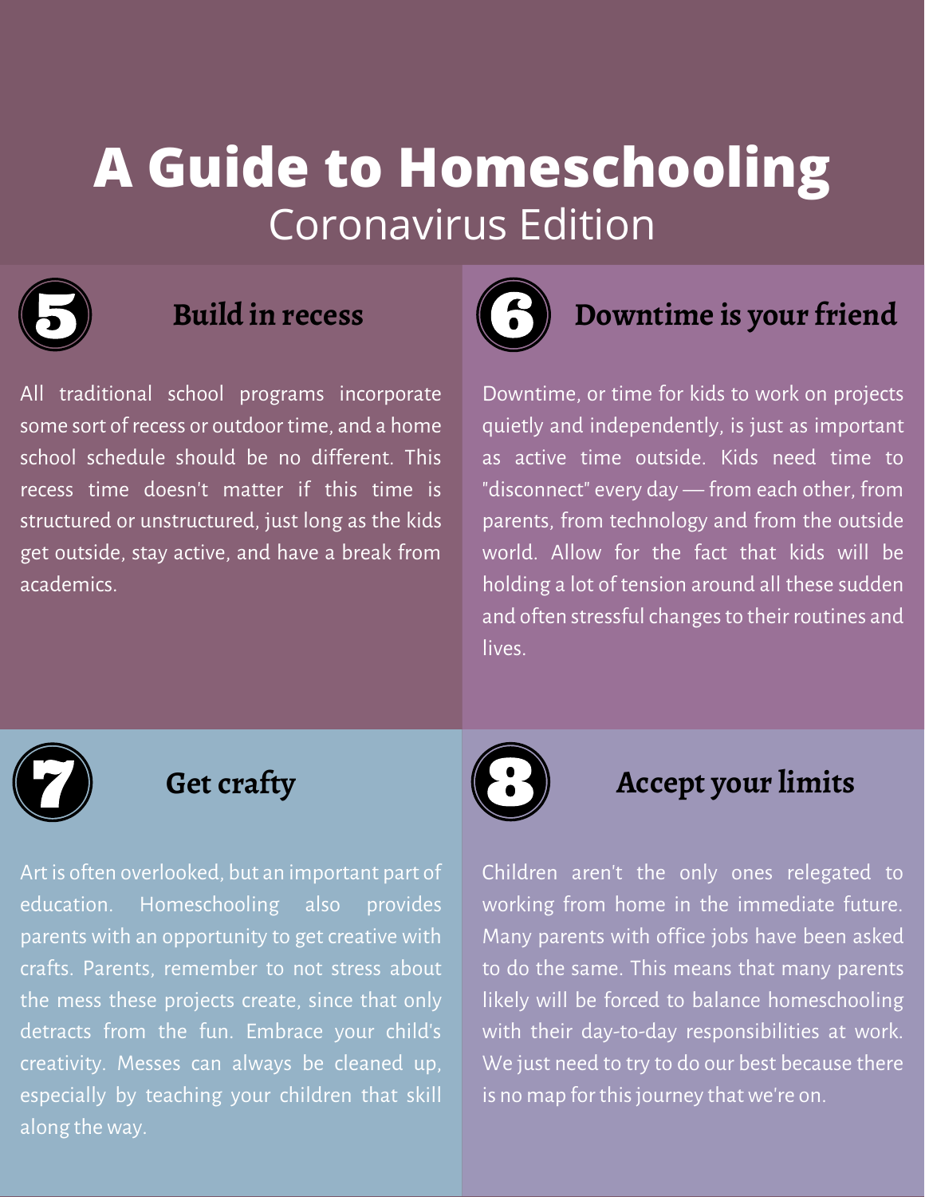# A Guide to Homeschooling

Coronavirus Edition

## 5 Build in recess

All traditional school programs incorporate some sort of recess or outdoor time, and a home school schedule should be no different. This recess time doesn't matter if this time is structured or unstructured, just long as the kids get outside, stay active, and have a break from academics.

## 6 Downtime is your friend

Downtime, or time for kids to work on projects quietly and independently, is just as important as active time outside. Kids need time to "disconnect" every day — from each other, from parents, from technology and from the outside world. Allow for the fact that kids will be holding a lot of tension around all these sudden and often stressful changes to their routines and lives.

## 7 Get crafty

Art is often overlooked, but an important part of education. Homeschooling also provides parents with an opportunity to get creative with crafts. Parents, remember to not stress about the mess these projects create, since that only detracts from the fun. Embrace your child's creativity. Messes can always be cleaned up, especially by teaching your children that skill along the way.

## 8 Accept your limits

Children aren't the only ones relegated to working from home in the immediate future. Many parents with office jobs have been asked to do the same. This means that many parents likely will be forced to balance homeschooling with their day-to-day responsibilities at work. We just need to try to do our best because there is no map for this journey that we're on.